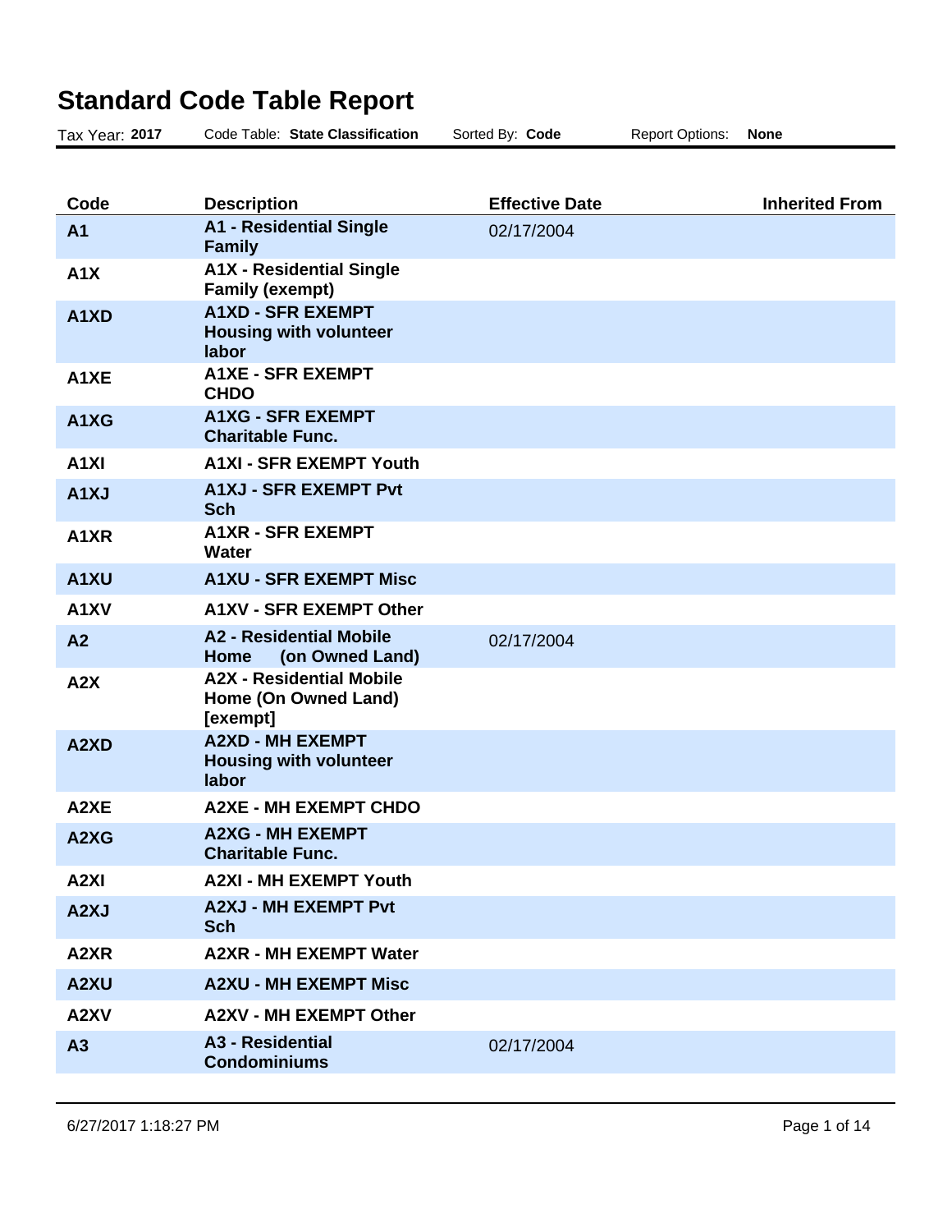# Standard Code Table Report

Tax Year: **2017** Code Table: **State Classification** Sorted By: **Code** Report Options: **None**

| Code | Description | Effective Date | Inherited From |
|---|---|---|---|
| **A1** | **A1 - Residential Single Family** | 02/17/2004 | |
| **A1X** | **A1X - Residential Single Family (exempt)** | | |
| **A1XD** | **A1XD - SFR EXEMPT Housing with volunteer labor** | | |
| **A1XE** | **A1XE - SFR EXEMPT CHDO** | | |
| **A1XG** | **A1XG - SFR EXEMPT Charitable Func.** | | |
| **A1XI** | **A1XI - SFR EXEMPT Youth** | | |
| **A1XJ** | **A1XJ - SFR EXEMPT Pvt Sch** | | |
| **A1XR** | **A1XR - SFR EXEMPT Water** | | |
| **A1XU** | **A1XU - SFR EXEMPT Misc** | | |
| **A1XV** | **A1XV - SFR EXEMPT Other** | | |
| **A2** | **A2 - Residential Mobile Home (on Owned Land)** | 02/17/2004 | |
| **A2X** | **A2X - Residential Mobile Home (On Owned Land) [exempt]** | | |
| **A2XD** | **A2XD - MH EXEMPT Housing with volunteer labor** | | |
| **A2XE** | **A2XE - MH EXEMPT CHDO** | | |
| **A2XG** | **A2XG - MH EXEMPT Charitable Func.** | | |
| **A2XI** | **A2XI - MH EXEMPT Youth** | | |
| **A2XJ** | **A2XJ - MH EXEMPT Pvt Sch** | | |
| **A2XR** | **A2XR - MH EXEMPT Water** | | |
| **A2XU** | **A2XU - MH EXEMPT Misc** | | |
| **A2XV** | **A2XV - MH EXEMPT Other** | | |
| **A3** | **A3 - Residential Condominiums** | 02/17/2004 | |

6/27/2017 1:18:27 PM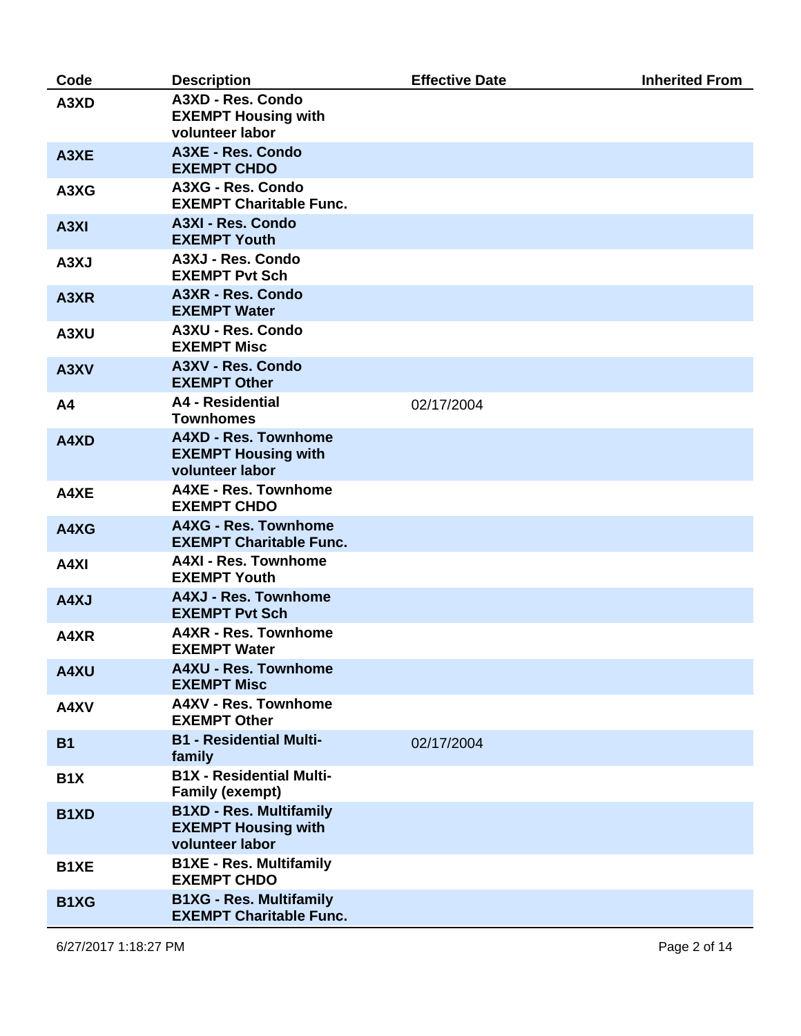| Code | Description | Effective Date | Inherited From |
|---|---|---|---|
| **A3XD** | **A3XD - Res. Condo EXEMPT Housing with volunteer labor** | | |
| **A3XE** | **A3XE - Res. Condo EXEMPT CHDO** | | |
| **A3XG** | **A3XG - Res. Condo EXEMPT Charitable Func.** | | |
| **A3XI** | **A3XI - Res. Condo EXEMPT Youth** | | |
| **A3XJ** | **A3XJ - Res. Condo EXEMPT Pvt Sch** | | |
| **A3XR** | **A3XR - Res. Condo EXEMPT Water** | | |
| **A3XU** | **A3XU - Res. Condo EXEMPT Misc** | | |
| **A3XV** | **A3XV - Res. Condo EXEMPT Other** | | |
| **A4** | **A4 - Residential Townhomes** | 02/17/2004 | |
| **A4XD** | **A4XD - Res. Townhome EXEMPT Housing with volunteer labor** | | |
| **A4XE** | **A4XE - Res. Townhome EXEMPT CHDO** | | |
| **A4XG** | **A4XG - Res. Townhome EXEMPT Charitable Func.** | | |
| **A4XI** | **A4XI - Res. Townhome EXEMPT Youth** | | |
| **A4XJ** | **A4XJ - Res. Townhome EXEMPT Pvt Sch** | | |
| **A4XR** | **A4XR - Res. Townhome EXEMPT Water** | | |
| **A4XU** | **A4XU - Res. Townhome EXEMPT Misc** | | |
| **A4XV** | **A4XV - Res. Townhome EXEMPT Other** | | |
| **B1** | **B1 - Residential Multi-family** | 02/17/2004 | |
| **B1X** | **B1X - Residential Multi-Family (exempt)** | | |
| **B1XD** | **B1XD - Res. Multifamily EXEMPT Housing with volunteer labor** | | |
| **B1XE** | **B1XE - Res. Multifamily EXEMPT CHDO** | | |
| **B1XG** | **B1XG - Res. Multifamily EXEMPT Charitable Func.** | | |

6/27/2017 1:18:27 PM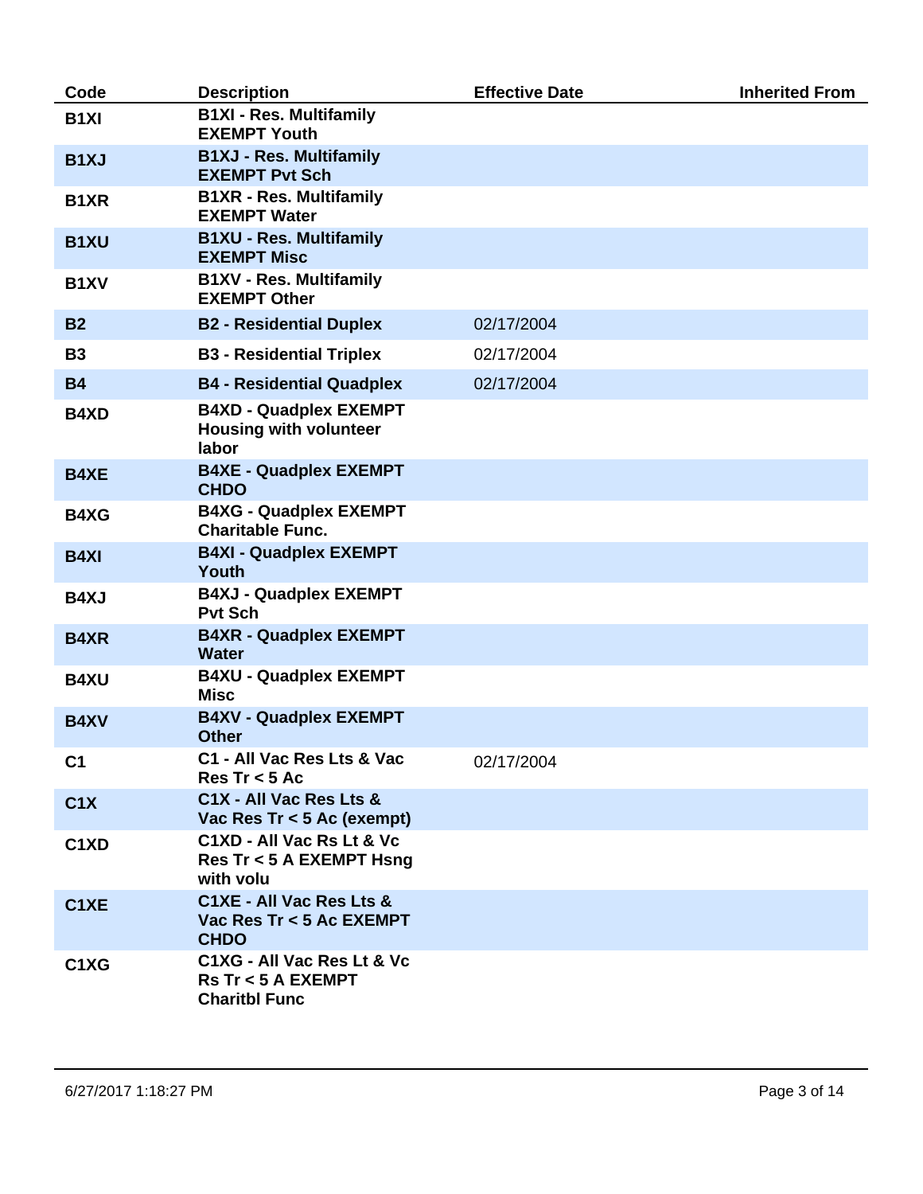| Code | Description | Effective Date | Inherited From |
|---|---|---|---|
| **B1XI** | **B1XI - Res. Multifamily EXEMPT Youth** | | |
| **B1XJ** | **B1XJ - Res. Multifamily EXEMPT Pvt Sch** | | |
| **B1XR** | **B1XR - Res. Multifamily EXEMPT Water** | | |
| **B1XU** | **B1XU - Res. Multifamily EXEMPT Misc** | | |
| **B1XV** | **B1XV - Res. Multifamily EXEMPT Other** | | |
| **B2** | **B2 - Residential Duplex** | 02/17/2004 | |
| **B3** | **B3 - Residential Triplex** | 02/17/2004 | |
| **B4** | **B4 - Residential Quadplex** | 02/17/2004 | |
| **B4XD** | **B4XD - Quadplex EXEMPT Housing with volunteer labor** | | |
| **B4XE** | **B4XE - Quadplex EXEMPT CHDO** | | |
| **B4XG** | **B4XG - Quadplex EXEMPT Charitable Func.** | | |
| **B4XI** | **B4XI - Quadplex EXEMPT Youth** | | |
| **B4XJ** | **B4XJ - Quadplex EXEMPT Pvt Sch** | | |
| **B4XR** | **B4XR - Quadplex EXEMPT Water** | | |
| **B4XU** | **B4XU - Quadplex EXEMPT Misc** | | |
| **B4XV** | **B4XV - Quadplex EXEMPT Other** | | |
| **C1** | **C1 - All Vac Res Lts & Vac Res Tr < 5 Ac** | 02/17/2004 | |
| **C1X** | **C1X - All Vac Res Lts & Vac Res Tr < 5 Ac (exempt)** | | |
| **C1XD** | **C1XD - All Vac Rs Lt & Vc Res Tr < 5 A EXEMPT Hsng with volu** | | |
| **C1XE** | **C1XE - All Vac Res Lts & Vac Res Tr < 5 Ac EXEMPT CHDO** | | |
| **C1XG** | **C1XG - All Vac Res Lt & Vc Rs Tr < 5 A EXEMPT Charitbl Func** | | |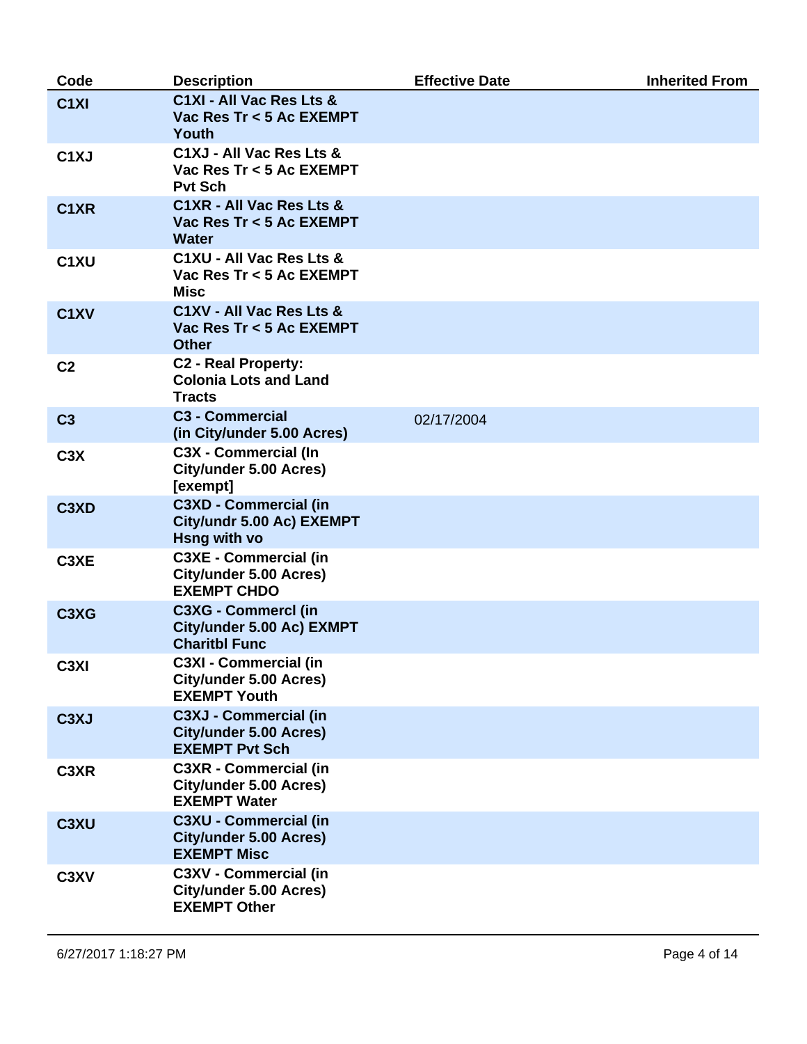| Code | Description | Effective Date | Inherited From |
| --- | --- | --- | --- |
| C1XI | C1XI - All Vac Res Lts & Vac Res Tr < 5 Ac EXEMPT Youth | | |
| C1XJ | C1XJ - All Vac Res Lts & Vac Res Tr < 5 Ac EXEMPT Pvt Sch | | |
| C1XR | C1XR - All Vac Res Lts & Vac Res Tr < 5 Ac EXEMPT Water | | |
| C1XU | C1XU - All Vac Res Lts & Vac Res Tr < 5 Ac EXEMPT Misc | | |
| C1XV | C1XV - All Vac Res Lts & Vac Res Tr < 5 Ac EXEMPT Other | | |
| C2 | C2 - Real Property: Colonia Lots and Land Tracts | | |
| C3 | C3 - Commercial (in City/under 5.00 Acres) | 02/17/2004 | |
| C3X | C3X - Commercial (In City/under 5.00 Acres) [exempt] | | |
| C3XD | C3XD - Commercial (in City/undr 5.00 Ac) EXEMPT Hsng with vo | | |
| C3XE | C3XE - Commercial (in City/under 5.00 Acres) EXEMPT CHDO | | |
| C3XG | C3XG - Commercl (in City/under 5.00 Ac) EXMPT Charitbl Func | | |
| C3XI | C3XI - Commercial (in City/under 5.00 Acres) EXEMPT Youth | | |
| C3XJ | C3XJ - Commercial (in City/under 5.00 Acres) EXEMPT Pvt Sch | | |
| C3XR | C3XR - Commercial (in City/under 5.00 Acres) EXEMPT Water | | |
| C3XU | C3XU - Commercial (in City/under 5.00 Acres) EXEMPT Misc | | |
| C3XV | C3XV - Commercial (in City/under 5.00 Acres) EXEMPT Other | | |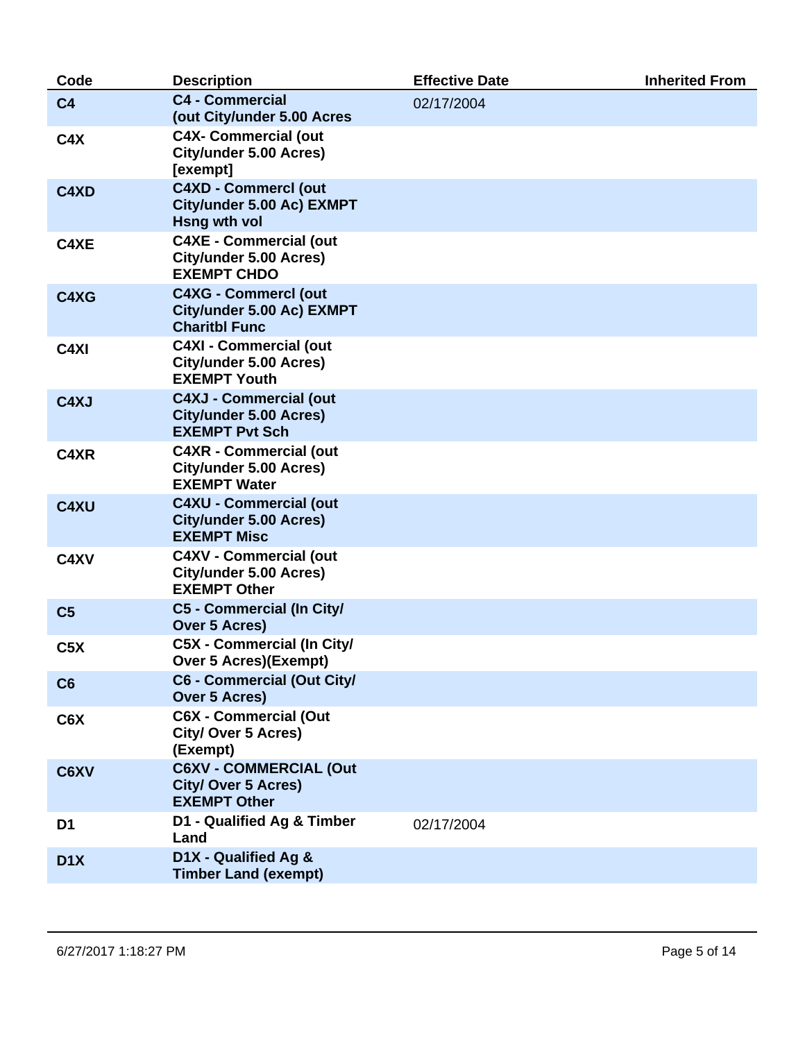| Code | Description | Effective Date | Inherited From |
| --- | --- | --- | --- |
| **C4** | **C4 - Commercial (out City/under 5.00 Acres** | 02/17/2004 | |
| **C4X** | **C4X- Commercial (out City/under 5.00 Acres) [exempt]** | | |
| **C4XD** | **C4XD - Commercl (out City/under 5.00 Ac) EXMPT Hsng wth vol** | | |
| **C4XE** | **C4XE - Commercial (out City/under 5.00 Acres) EXEMPT CHDO** | | |
| **C4XG** | **C4XG - Commercl (out City/under 5.00 Ac) EXMPT Charitbl Func** | | |
| **C4XI** | **C4XI - Commercial (out City/under 5.00 Acres) EXEMPT Youth** | | |
| **C4XJ** | **C4XJ - Commercial (out City/under 5.00 Acres) EXEMPT Pvt Sch** | | |
| **C4XR** | **C4XR - Commercial (out City/under 5.00 Acres) EXEMPT Water** | | |
| **C4XU** | **C4XU - Commercial (out City/under 5.00 Acres) EXEMPT Misc** | | |
| **C4XV** | **C4XV - Commercial (out City/under 5.00 Acres) EXEMPT Other** | | |
| **C5** | **C5 - Commercial (In City/ Over 5 Acres)** | | |
| **C5X** | **C5X - Commercial (In City/ Over 5 Acres)(Exempt)** | | |
| **C6** | **C6 - Commercial (Out City/ Over 5 Acres)** | | |
| **C6X** | **C6X - Commercial (Out City/ Over 5 Acres) (Exempt)** | | |
| **C6XV** | **C6XV - COMMERCIAL (Out City/ Over 5 Acres) EXEMPT Other** | | |
| **D1** | **D1 - Qualified Ag & Timber Land** | 02/17/2004 | |
| **D1X** | **D1X - Qualified Ag & Timber Land (exempt)** | | |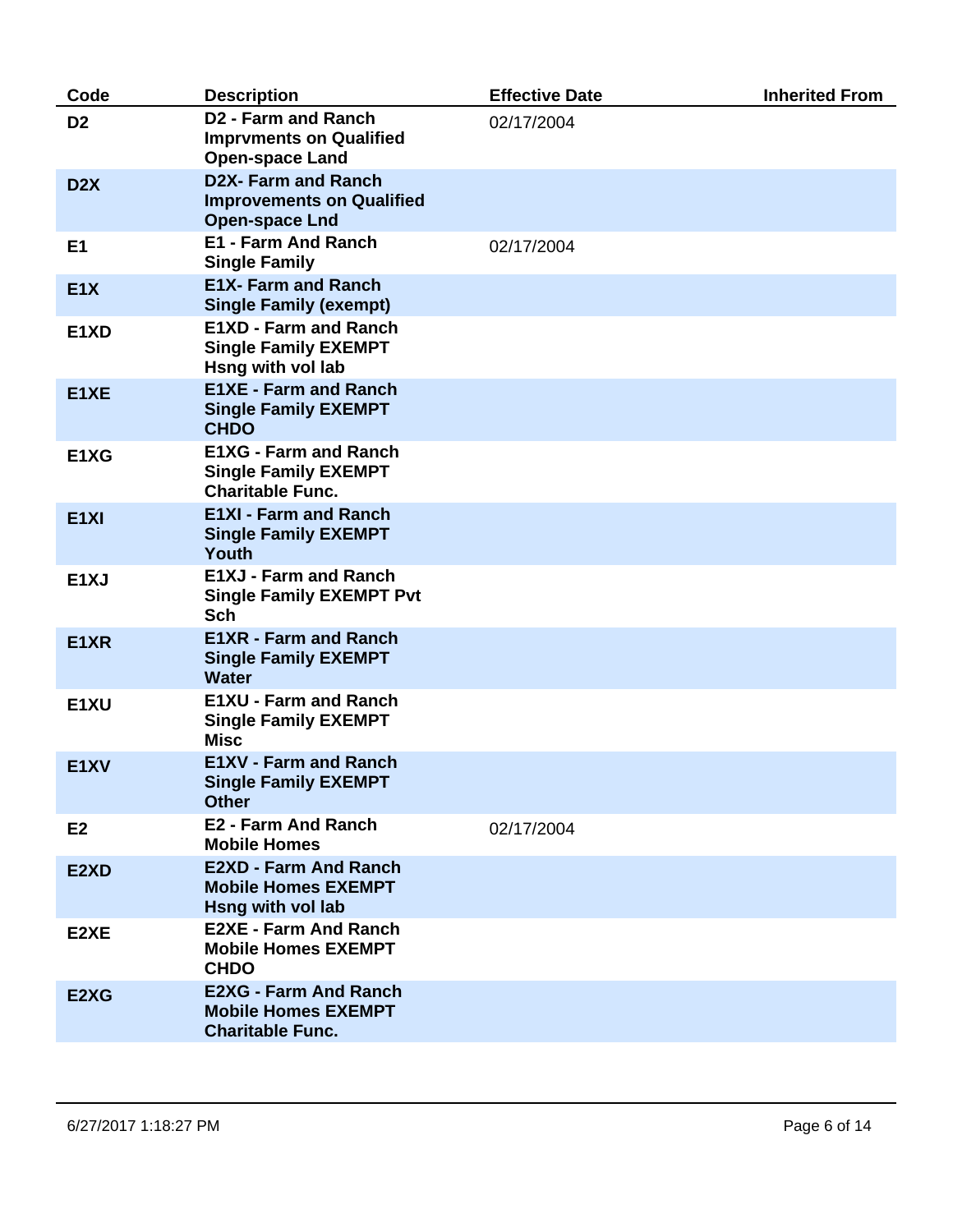| Code | Description | Effective Date | Inherited From |
|---|---|---|---|
| **D2** | **D2 - Farm and Ranch Imprvments on Qualified Open-space Land** | 02/17/2004 | |
| **D2X** | **D2X- Farm and Ranch Improvements on Qualified Open-space Lnd** | | |
| **E1** | **E1 - Farm And Ranch Single Family** | 02/17/2004 | |
| **E1X** | **E1X- Farm and Ranch Single Family (exempt)** | | |
| **E1XD** | **E1XD - Farm and Ranch Single Family EXEMPT Hsng with vol lab** | | |
| **E1XE** | **E1XE - Farm and Ranch Single Family EXEMPT CHDO** | | |
| **E1XG** | **E1XG - Farm and Ranch Single Family EXEMPT Charitable Func.** | | |
| **E1XI** | **E1XI - Farm and Ranch Single Family EXEMPT Youth** | | |
| **E1XJ** | **E1XJ - Farm and Ranch Single Family EXEMPT Pvt Sch** | | |
| **E1XR** | **E1XR - Farm and Ranch Single Family EXEMPT Water** | | |
| **E1XU** | **E1XU - Farm and Ranch Single Family EXEMPT Misc** | | |
| **E1XV** | **E1XV - Farm and Ranch Single Family EXEMPT Other** | | |
| **E2** | **E2 - Farm And Ranch Mobile Homes** | 02/17/2004 | |
| **E2XD** | **E2XD - Farm And Ranch Mobile Homes EXEMPT Hsng with vol lab** | | |
| **E2XE** | **E2XE - Farm And Ranch Mobile Homes EXEMPT CHDO** | | |
| **E2XG** | **E2XG - Farm And Ranch Mobile Homes EXEMPT Charitable Func.** | | |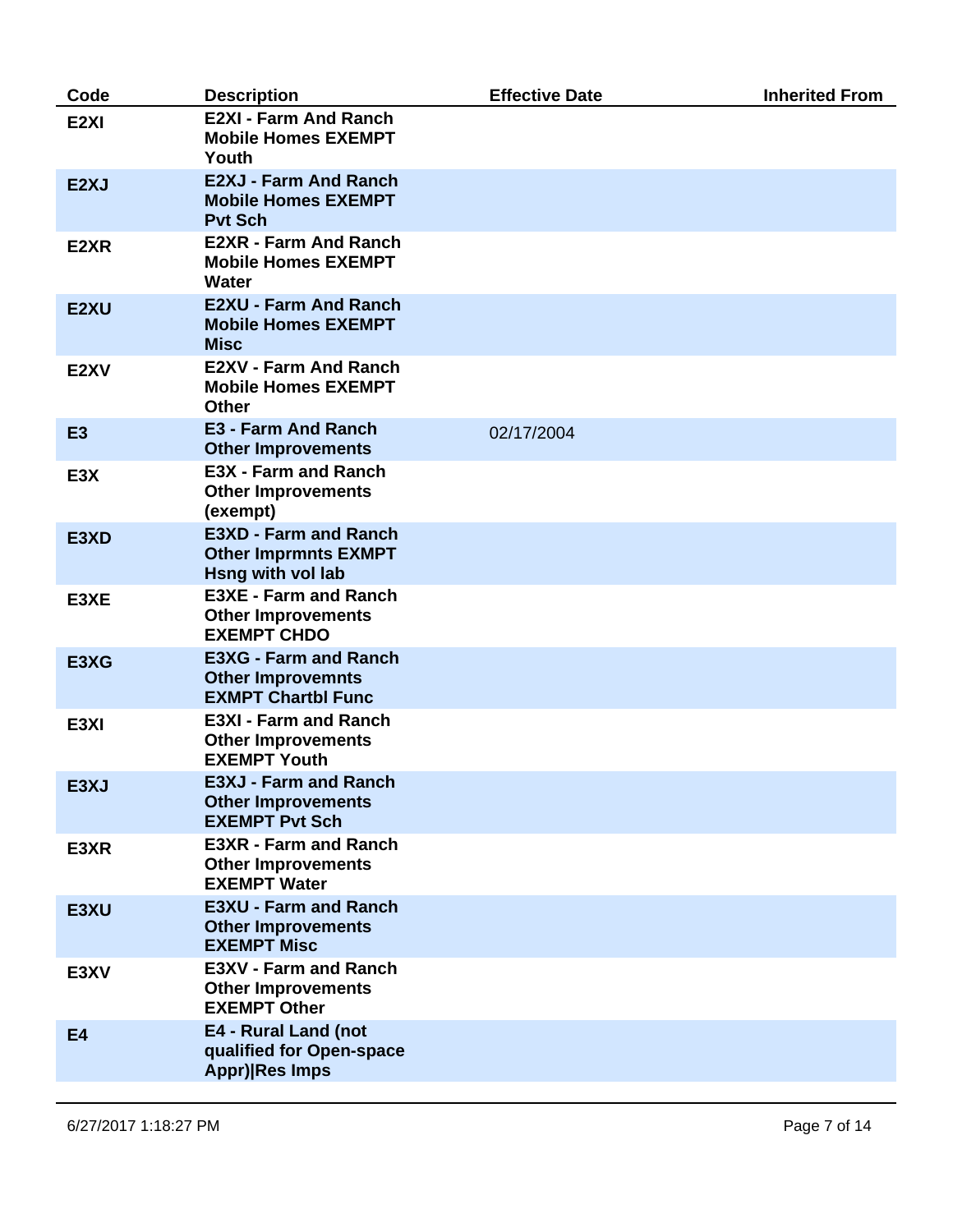| Code | Description | Effective Date | Inherited From |
|---|---|---|---|
| E2XI | E2XI - Farm And Ranch Mobile Homes EXEMPT Youth | | |
| E2XJ | E2XJ - Farm And Ranch Mobile Homes EXEMPT Pvt Sch | | |
| E2XR | E2XR - Farm And Ranch Mobile Homes EXEMPT Water | | |
| E2XU | E2XU - Farm And Ranch Mobile Homes EXEMPT Misc | | |
| E2XV | E2XV - Farm And Ranch Mobile Homes EXEMPT Other | | |
| E3 | E3 - Farm And Ranch Other Improvements | 02/17/2004 | |
| E3X | E3X - Farm and Ranch Other Improvements (exempt) | | |
| E3XD | E3XD - Farm and Ranch Other Imprmnts EXMPT Hsng with vol lab | | |
| E3XE | E3XE - Farm and Ranch Other Improvements EXEMPT CHDO | | |
| E3XG | E3XG - Farm and Ranch Other Improvemnts EXMPT Chartbl Func | | |
| E3XI | E3XI - Farm and Ranch Other Improvements EXEMPT Youth | | |
| E3XJ | E3XJ - Farm and Ranch Other Improvements EXEMPT Pvt Sch | | |
| E3XR | E3XR - Farm and Ranch Other Improvements EXEMPT Water | | |
| E3XU | E3XU - Farm and Ranch Other Improvements EXEMPT Misc | | |
| E3XV | E3XV - Farm and Ranch Other Improvements EXEMPT Other | | |
| E4 | E4 - Rural Land (not qualified for Open-space Appr)\|Res Imps | | |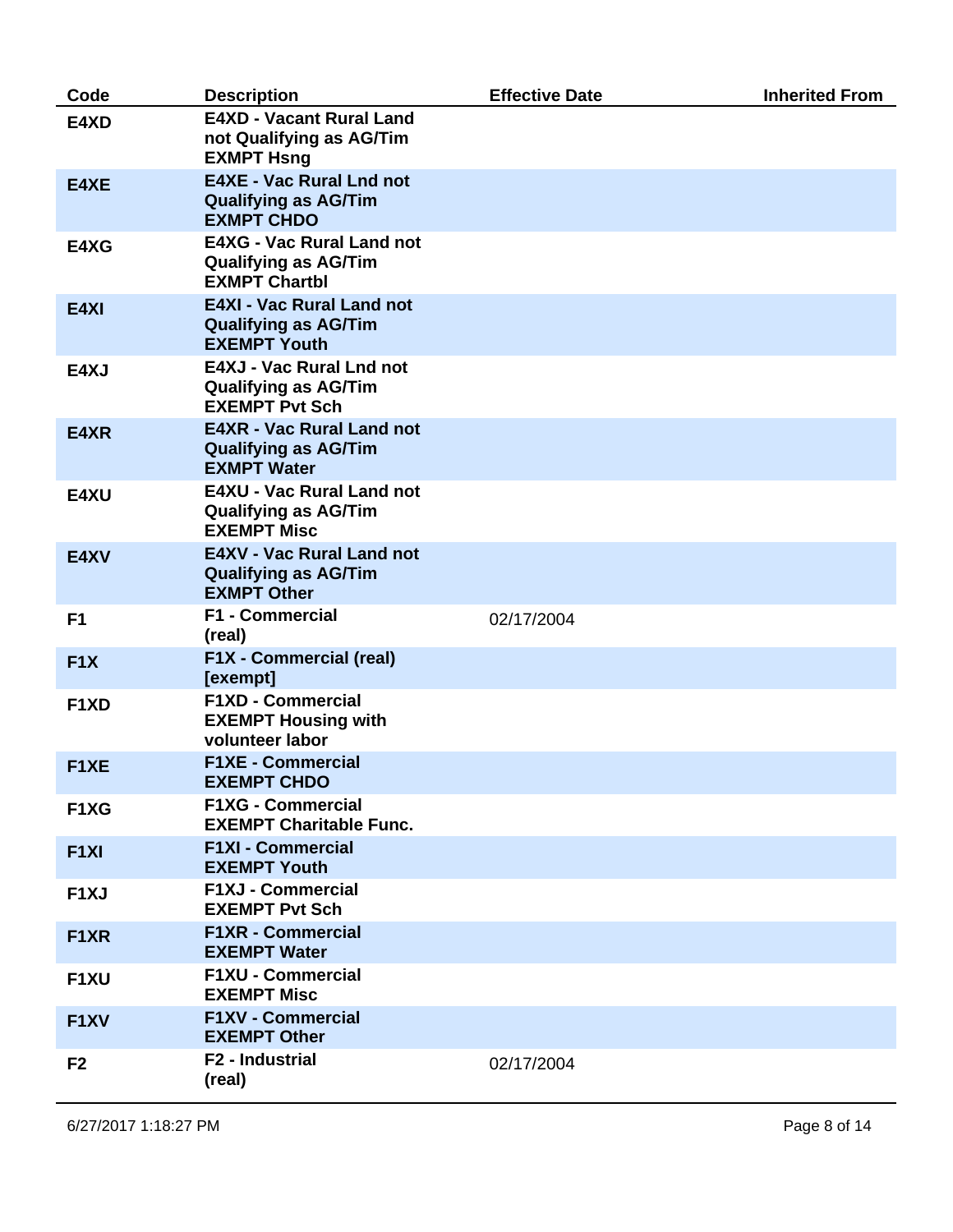| Code | Description | Effective Date | Inherited From |
|---|---|---|---|
| E4XD | E4XD - Vacant Rural Land not Qualifying as AG/Tim EXMPT Hsng | | |
| E4XE | E4XE - Vac Rural Lnd not Qualifying as AG/Tim EXMPT CHDO | | |
| E4XG | E4XG - Vac Rural Land not Qualifying as AG/Tim EXMPT Chartbl | | |
| E4XI | E4XI - Vac Rural Land not Qualifying as AG/Tim EXEMPT Youth | | |
| E4XJ | E4XJ - Vac Rural Lnd not Qualifying as AG/Tim EXEMPT Pvt Sch | | |
| E4XR | E4XR - Vac Rural Land not Qualifying as AG/Tim EXMPT Water | | |
| E4XU | E4XU - Vac Rural Land not Qualifying as AG/Tim EXEMPT Misc | | |
| E4XV | E4XV - Vac Rural Land not Qualifying as AG/Tim EXMPT Other | | |
| F1 | F1 - Commercial (real) | 02/17/2004 | |
| F1X | F1X - Commercial (real) [exempt] | | |
| F1XD | F1XD - Commercial EXEMPT Housing with volunteer labor | | |
| F1XE | F1XE - Commercial EXEMPT CHDO | | |
| F1XG | F1XG - Commercial EXEMPT Charitable Func. | | |
| F1XI | F1XI - Commercial EXEMPT Youth | | |
| F1XJ | F1XJ - Commercial EXEMPT Pvt Sch | | |
| F1XR | F1XR - Commercial EXEMPT Water | | |
| F1XU | F1XU - Commercial EXEMPT Misc | | |
| F1XV | F1XV - Commercial EXEMPT Other | | |
| F2 | F2 - Industrial (real) | 02/17/2004 | |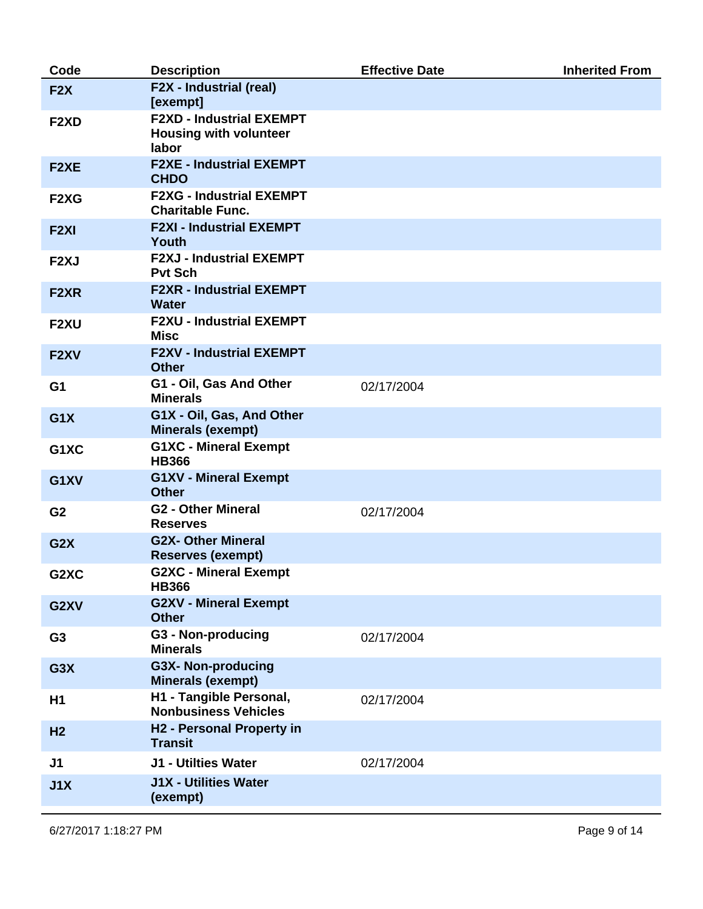| Code | Description | Effective Date | Inherited From |
|---|---|---|---|
| F2X | F2X - Industrial (real) [exempt] | | |
| F2XD | F2XD - Industrial EXEMPT Housing with volunteer labor | | |
| F2XE | F2XE - Industrial EXEMPT CHDO | | |
| F2XG | F2XG - Industrial EXEMPT Charitable Func. | | |
| F2XI | F2XI - Industrial EXEMPT Youth | | |
| F2XJ | F2XJ - Industrial EXEMPT Pvt Sch | | |
| F2XR | F2XR - Industrial EXEMPT Water | | |
| F2XU | F2XU - Industrial EXEMPT Misc | | |
| F2XV | F2XV - Industrial EXEMPT Other | | |
| G1 | G1 - Oil, Gas And Other Minerals | 02/17/2004 | |
| G1X | G1X - Oil, Gas, And Other Minerals (exempt) | | |
| G1XC | G1XC - Mineral Exempt HB366 | | |
| G1XV | G1XV - Mineral Exempt Other | | |
| G2 | G2 - Other Mineral Reserves | 02/17/2004 | |
| G2X | G2X- Other Mineral Reserves (exempt) | | |
| G2XC | G2XC - Mineral Exempt HB366 | | |
| G2XV | G2XV - Mineral Exempt Other | | |
| G3 | G3 - Non-producing Minerals | 02/17/2004 | |
| G3X | G3X- Non-producing Minerals (exempt) | | |
| H1 | H1 - Tangible Personal, Nonbusiness Vehicles | 02/17/2004 | |
| H2 | H2 - Personal Property in Transit | | |
| J1 | J1 - Utilties Water | 02/17/2004 | |
| J1X | J1X - Utilities Water (exempt) | | |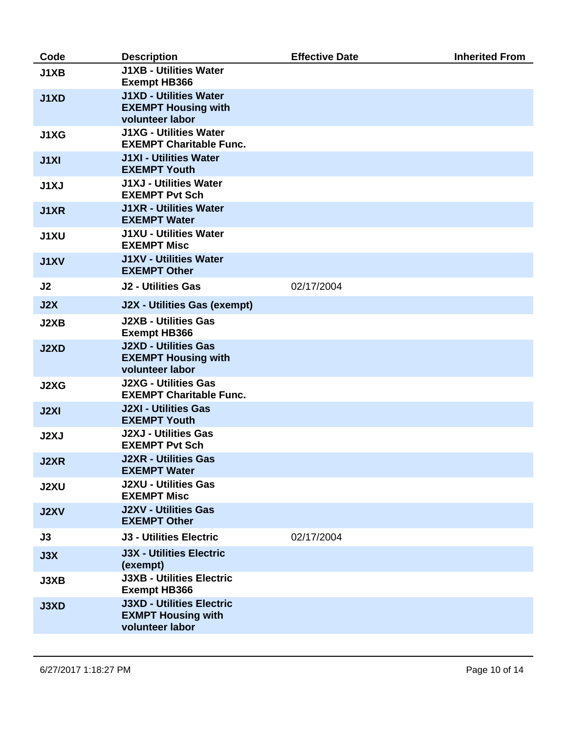| Code | Description | Effective Date | Inherited From |
|---|---|---|---|
| J1XB | J1XB - Utilities Water Exempt HB366 | | |
| J1XD | J1XD - Utilities Water EXEMPT Housing with volunteer labor | | |
| J1XG | J1XG - Utilities Water EXEMPT Charitable Func. | | |
| J1XI | J1XI - Utilities Water EXEMPT Youth | | |
| J1XJ | J1XJ - Utilities Water EXEMPT Pvt Sch | | |
| J1XR | J1XR - Utilities Water EXEMPT Water | | |
| J1XU | J1XU - Utilities Water EXEMPT Misc | | |
| J1XV | J1XV - Utilities Water EXEMPT Other | | |
| J2 | J2 - Utilities Gas | 02/17/2004 | |
| J2X | J2X - Utilities Gas (exempt) | | |
| J2XB | J2XB - Utilities Gas Exempt HB366 | | |
| J2XD | J2XD - Utilities Gas EXEMPT Housing with volunteer labor | | |
| J2XG | J2XG - Utilities Gas EXEMPT Charitable Func. | | |
| J2XI | J2XI - Utilities Gas EXEMPT Youth | | |
| J2XJ | J2XJ - Utilities Gas EXEMPT Pvt Sch | | |
| J2XR | J2XR - Utilities Gas EXEMPT Water | | |
| J2XU | J2XU - Utilities Gas EXEMPT Misc | | |
| J2XV | J2XV - Utilities Gas EXEMPT Other | | |
| J3 | J3 - Utilities Electric | 02/17/2004 | |
| J3X | J3X - Utilities Electric (exempt) | | |
| J3XB | J3XB - Utilities Electric Exempt HB366 | | |
| J3XD | J3XD - Utilities Electric EXMPT Housing with volunteer labor | | |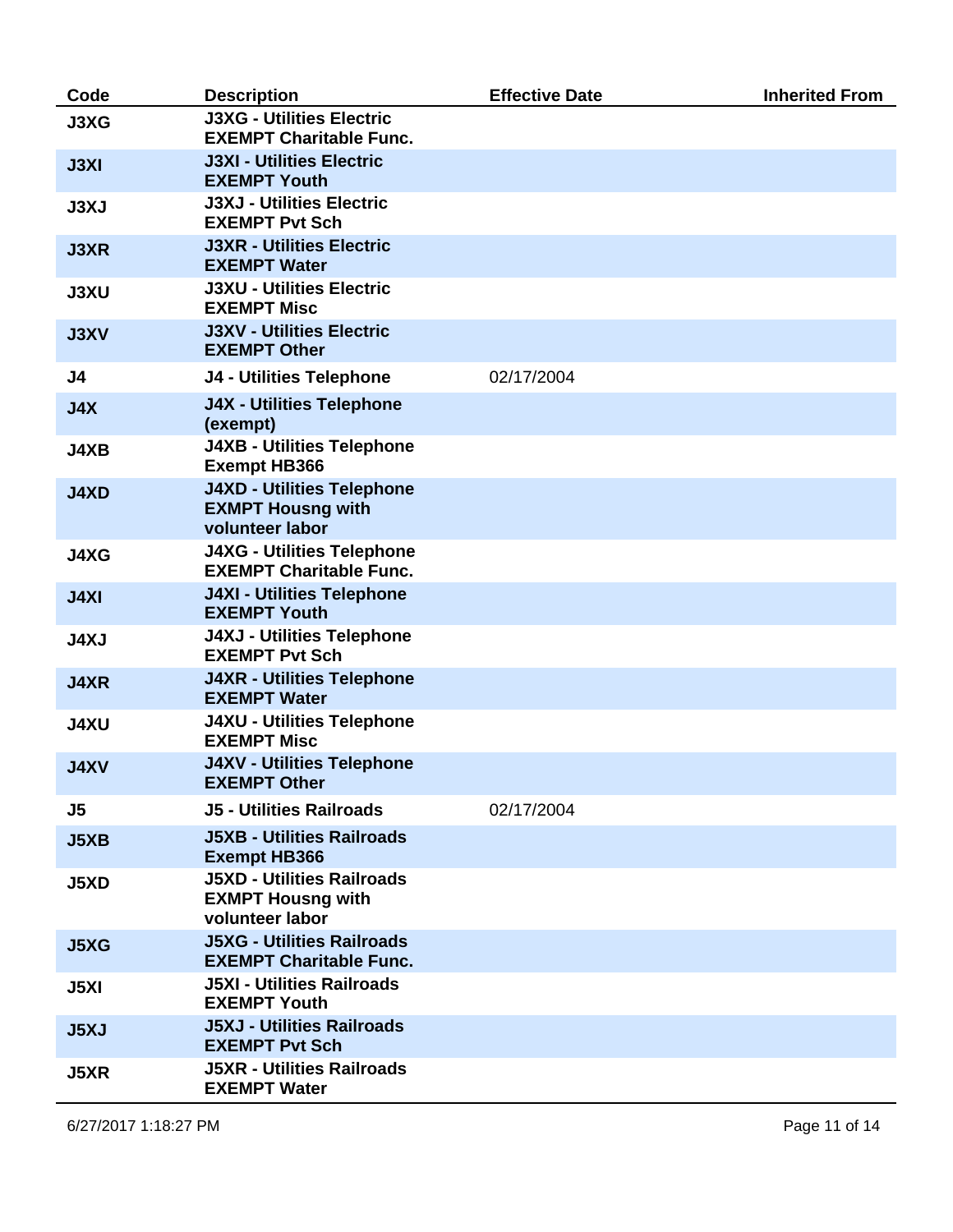| Code | Description | Effective Date | Inherited From |
|---|---|---|---|
| **J3XG** | **J3XG - Utilities Electric EXEMPT Charitable Func.** | | |
| **J3XI** | **J3XI - Utilities Electric EXEMPT Youth** | | |
| **J3XJ** | **J3XJ - Utilities Electric EXEMPT Pvt Sch** | | |
| **J3XR** | **J3XR - Utilities Electric EXEMPT Water** | | |
| **J3XU** | **J3XU - Utilities Electric EXEMPT Misc** | | |
| **J3XV** | **J3XV - Utilities Electric EXEMPT Other** | | |
| **J4** | **J4 - Utilities Telephone** | 02/17/2004 | |
| **J4X** | **J4X - Utilities Telephone (exempt)** | | |
| **J4XB** | **J4XB - Utilities Telephone Exempt HB366** | | |
| **J4XD** | **J4XD - Utilities Telephone EXMPT Housng with volunteer labor** | | |
| **J4XG** | **J4XG - Utilities Telephone EXEMPT Charitable Func.** | | |
| **J4XI** | **J4XI - Utilities Telephone EXEMPT Youth** | | |
| **J4XJ** | **J4XJ - Utilities Telephone EXEMPT Pvt Sch** | | |
| **J4XR** | **J4XR - Utilities Telephone EXEMPT Water** | | |
| **J4XU** | **J4XU - Utilities Telephone EXEMPT Misc** | | |
| **J4XV** | **J4XV - Utilities Telephone EXEMPT Other** | | |
| **J5** | **J5 - Utilities Railroads** | 02/17/2004 | |
| **J5XB** | **J5XB - Utilities Railroads Exempt HB366** | | |
| **J5XD** | **J5XD - Utilities Railroads EXMPT Housng with volunteer labor** | | |
| **J5XG** | **J5XG - Utilities Railroads EXEMPT Charitable Func.** | | |
| **J5XI** | **J5XI - Utilities Railroads EXEMPT Youth** | | |
| **J5XJ** | **J5XJ - Utilities Railroads EXEMPT Pvt Sch** | | |
| **J5XR** | **J5XR - Utilities Railroads EXEMPT Water** | | |

6/27/2017 1:18:27 PM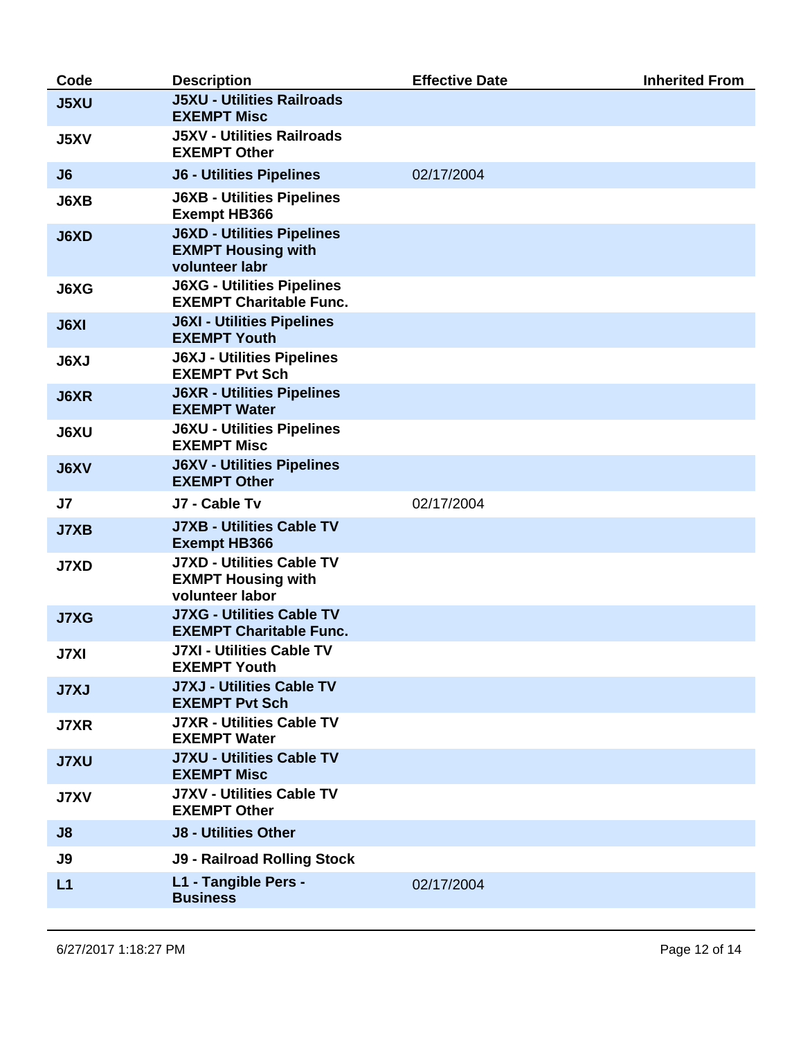| Code | Description | Effective Date | Inherited From |
|---|---|---|---|
| J5XU | J5XU - Utilities Railroads EXEMPT Misc | | |
| J5XV | J5XV - Utilities Railroads EXEMPT Other | | |
| J6 | J6 - Utilities Pipelines | 02/17/2004 | |
| J6XB | J6XB - Utilities Pipelines Exempt HB366 | | |
| J6XD | J6XD - Utilities Pipelines EXMPT Housing with volunteer labr | | |
| J6XG | J6XG - Utilities Pipelines EXEMPT Charitable Func. | | |
| J6XI | J6XI - Utilities Pipelines EXEMPT Youth | | |
| J6XJ | J6XJ - Utilities Pipelines EXEMPT Pvt Sch | | |
| J6XR | J6XR - Utilities Pipelines EXEMPT Water | | |
| J6XU | J6XU - Utilities Pipelines EXEMPT Misc | | |
| J6XV | J6XV - Utilities Pipelines EXEMPT Other | | |
| J7 | J7 - Cable Tv | 02/17/2004 | |
| J7XB | J7XB - Utilities Cable TV Exempt HB366 | | |
| J7XD | J7XD - Utilities Cable TV EXMPT Housing with volunteer labor | | |
| J7XG | J7XG - Utilities Cable TV EXEMPT Charitable Func. | | |
| J7XI | J7XI - Utilities Cable TV EXEMPT Youth | | |
| J7XJ | J7XJ - Utilities Cable TV EXEMPT Pvt Sch | | |
| J7XR | J7XR - Utilities Cable TV EXEMPT Water | | |
| J7XU | J7XU - Utilities Cable TV EXEMPT Misc | | |
| J7XV | J7XV - Utilities Cable TV EXEMPT Other | | |
| J8 | J8 - Utilities Other | | |
| J9 | J9 - Railroad Rolling Stock | | |
| L1 | L1 - Tangible Pers - Business | 02/17/2004 | |

6/27/2017 1:18:27 PM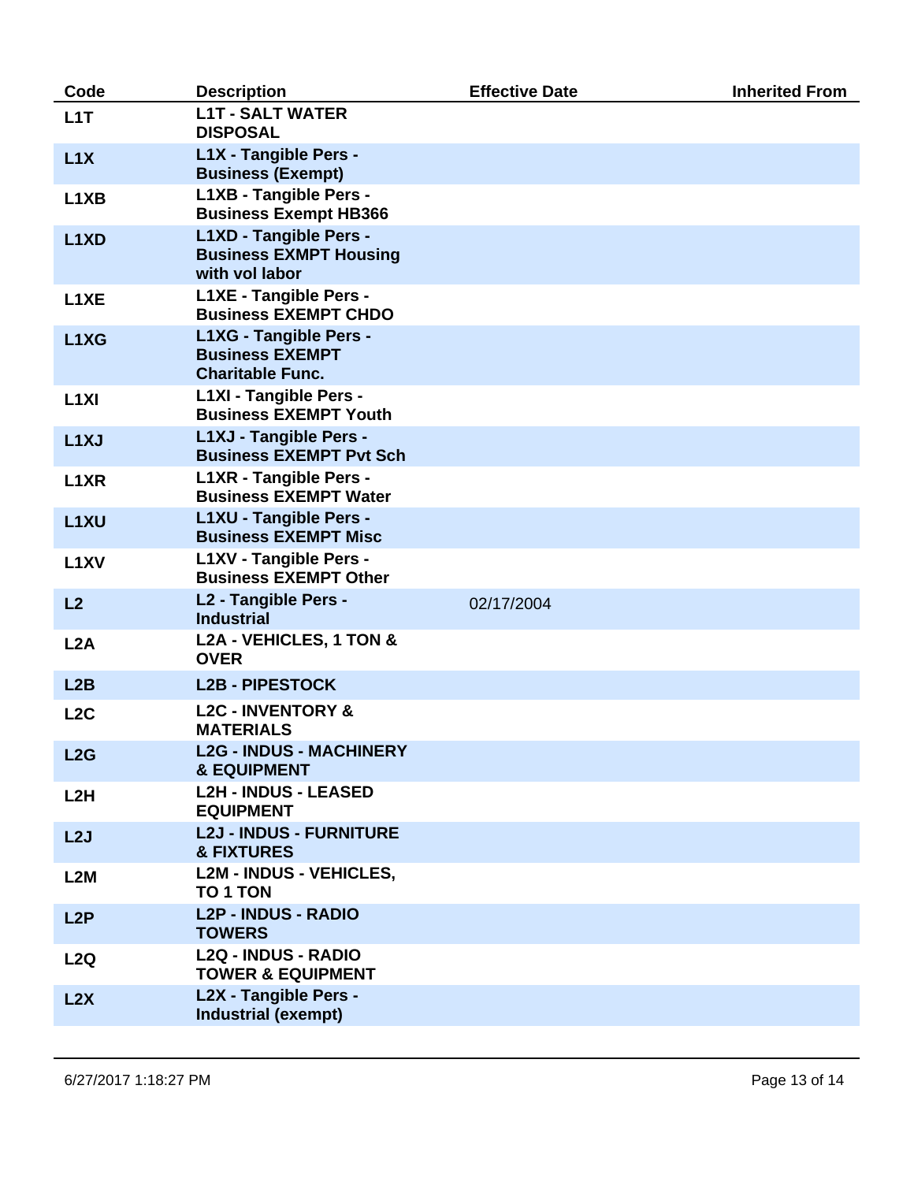| Code | Description | Effective Date | Inherited From |
|---|---|---|---|
| **L1T** | **L1T - SALT WATER DISPOSAL** | | |
| **L1X** | **L1X - Tangible Pers - Business (Exempt)** | | |
| **L1XB** | **L1XB - Tangible Pers - Business Exempt HB366** | | |
| **L1XD** | **L1XD - Tangible Pers - Business EXMPT Housing with vol labor** | | |
| **L1XE** | **L1XE - Tangible Pers - Business EXEMPT CHDO** | | |
| **L1XG** | **L1XG - Tangible Pers - Business EXEMPT Charitable Func.** | | |
| **L1XI** | **L1XI - Tangible Pers - Business EXEMPT Youth** | | |
| **L1XJ** | **L1XJ - Tangible Pers - Business EXEMPT Pvt Sch** | | |
| **L1XR** | **L1XR - Tangible Pers - Business EXEMPT Water** | | |
| **L1XU** | **L1XU - Tangible Pers - Business EXEMPT Misc** | | |
| **L1XV** | **L1XV - Tangible Pers - Business EXEMPT Other** | | |
| **L2** | **L2 - Tangible Pers - Industrial** | 02/17/2004 | |
| **L2A** | **L2A - VEHICLES, 1 TON & OVER** | | |
| **L2B** | **L2B - PIPESTOCK** | | |
| **L2C** | **L2C - INVENTORY & MATERIALS** | | |
| **L2G** | **L2G - INDUS - MACHINERY & EQUIPMENT** | | |
| **L2H** | **L2H - INDUS - LEASED EQUIPMENT** | | |
| **L2J** | **L2J - INDUS - FURNITURE & FIXTURES** | | |
| **L2M** | **L2M - INDUS - VEHICLES, TO 1 TON** | | |
| **L2P** | **L2P - INDUS - RADIO TOWERS** | | |
| **L2Q** | **L2Q - INDUS - RADIO TOWER & EQUIPMENT** | | |
| **L2X** | **L2X - Tangible Pers - Industrial (exempt)** | | |

6/27/2017 1:18:27 PM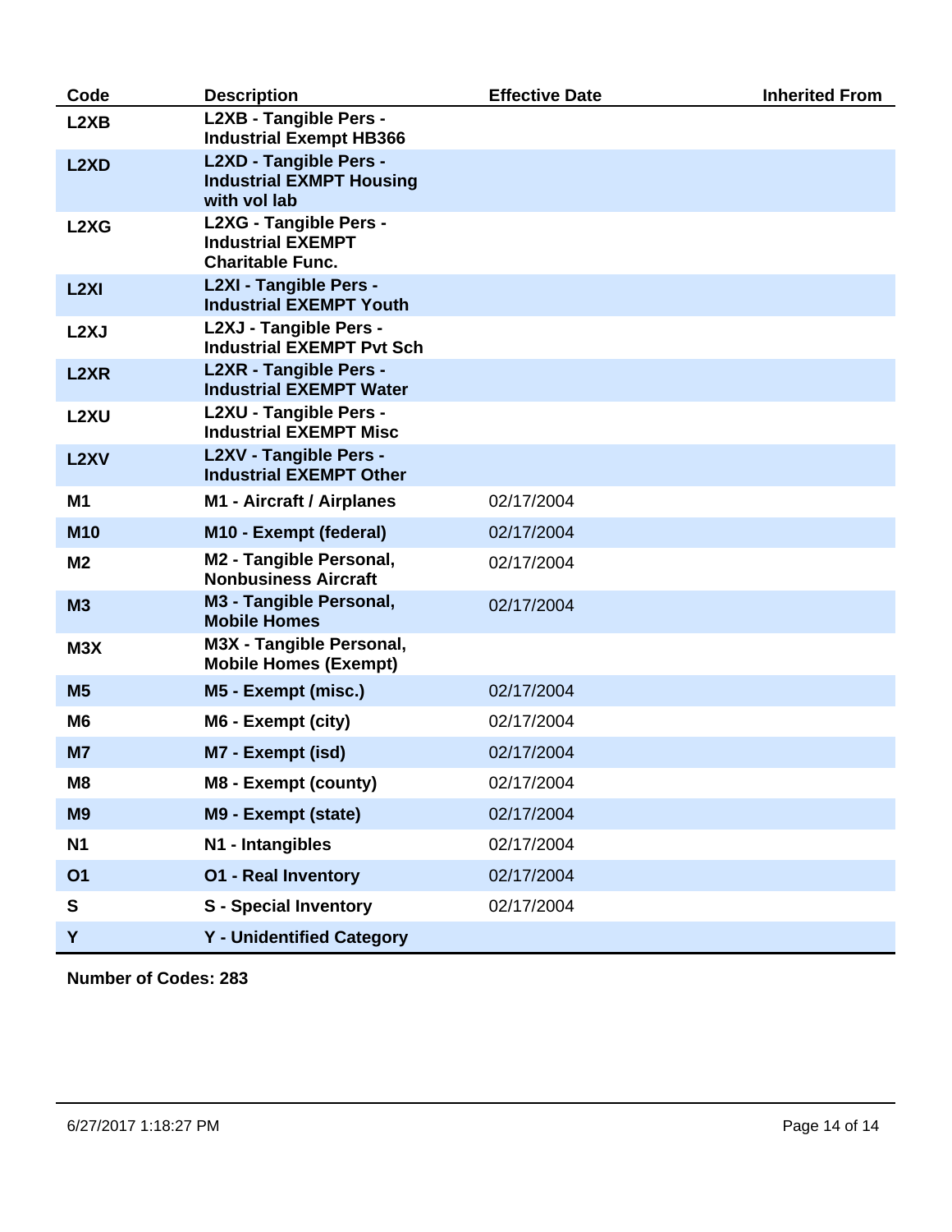| Code | Description | Effective Date | Inherited From |
|---|---|---|---|
| L2XB | L2XB - Tangible Pers - Industrial Exempt HB366 | | |
| L2XD | L2XD - Tangible Pers - Industrial EXMPT Housing with vol lab | | |
| L2XG | L2XG - Tangible Pers - Industrial EXEMPT Charitable Func. | | |
| L2XI | L2XI - Tangible Pers - Industrial EXEMPT Youth | | |
| L2XJ | L2XJ - Tangible Pers - Industrial EXEMPT Pvt Sch | | |
| L2XR | L2XR - Tangible Pers - Industrial EXEMPT Water | | |
| L2XU | L2XU - Tangible Pers - Industrial EXEMPT Misc | | |
| L2XV | L2XV - Tangible Pers - Industrial EXEMPT Other | | |
| M1 | M1 - Aircraft / Airplanes | 02/17/2004 | |
| M10 | M10 - Exempt (federal) | 02/17/2004 | |
| M2 | M2 - Tangible Personal, Nonbusiness Aircraft | 02/17/2004 | |
| M3 | M3 - Tangible Personal, Mobile Homes | 02/17/2004 | |
| M3X | M3X - Tangible Personal, Mobile Homes (Exempt) | | |
| M5 | M5 - Exempt (misc.) | 02/17/2004 | |
| M6 | M6 - Exempt (city) | 02/17/2004 | |
| M7 | M7 - Exempt (isd) | 02/17/2004 | |
| M8 | M8 - Exempt (county) | 02/17/2004 | |
| M9 | M9 - Exempt (state) | 02/17/2004 | |
| N1 | N1 - Intangibles | 02/17/2004 | |
| O1 | O1 - Real Inventory | 02/17/2004 | |
| S | S - Special Inventory | 02/17/2004 | |
| Y | Y - Unidentified Category | | |

**Number of Codes: 283**

6/27/2017 1:18:27 PM